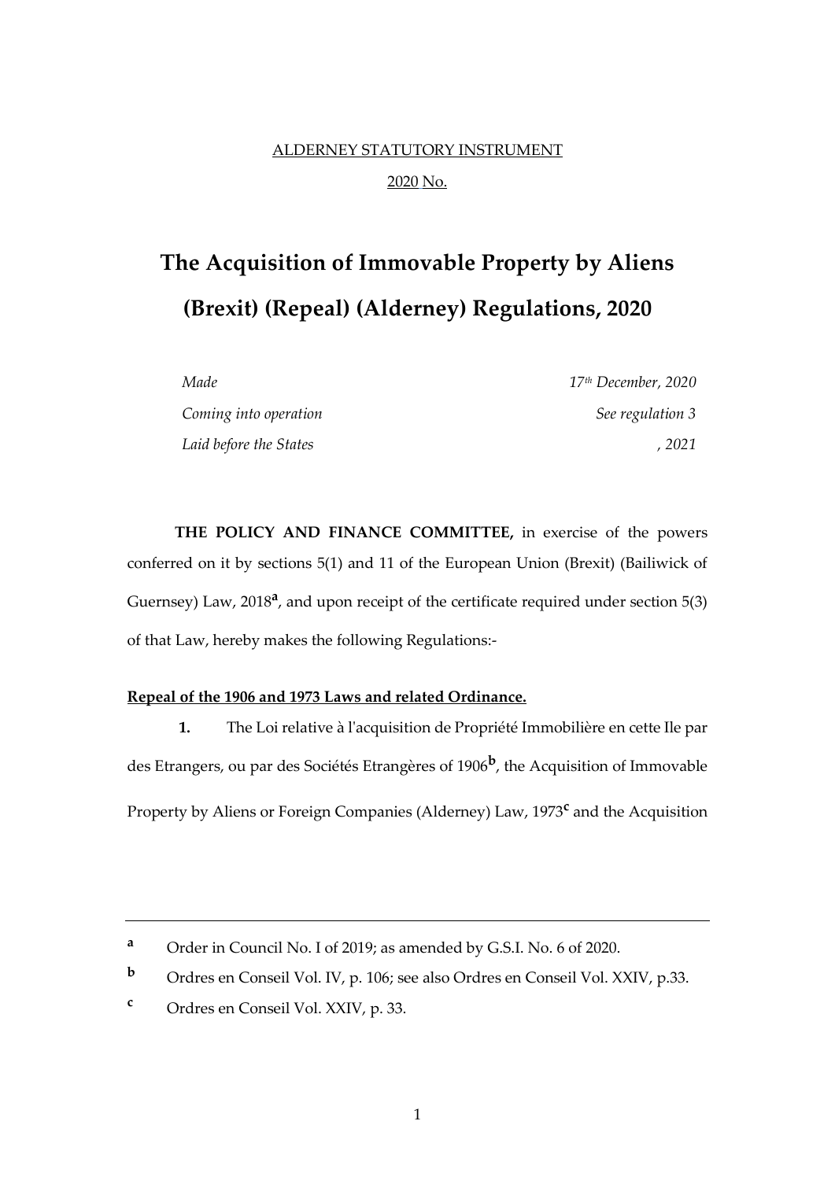ALDERNEY STATUTORY INSTRUMENT

2020 No.

# The Acquisition of Immovable Property by Aliens (Brexit) (Repeal) (Alderney) Regulations, 2020

| | |
|---|---|
| *Made* | *17th December, 2020* |
| *Coming into operation* | *See regulation 3* |
| *Laid before the States* | *, 2021* |

**THE POLICY AND FINANCE COMMITTEE,** in exercise of the powers conferred on it by sections 5(1) and 11 of the European Union (Brexit) (Bailiwick of Guernsey) Law, 2018[a], and upon receipt of the certificate required under section 5(3) of that Law, hereby makes the following Regulations:-

**Repeal of the 1906 and 1973 Laws and related Ordinance.**

**1.** The Loi relative à l'acquisition de Propriété Immobilière en cette Ile par des Etrangers, ou par des Sociétés Etrangères of 1906[b], the Acquisition of Immovable Property by Aliens or Foreign Companies (Alderney) Law, 1973[c] and the Acquisition

---

[a] Order in Council No. I of 2019; as amended by G.S.I. No. 6 of 2020.

[b] Ordres en Conseil Vol. IV, p. 106; see also Ordres en Conseil Vol. XXIV, p.33.

[c] Ordres en Conseil Vol. XXIV, p. 33.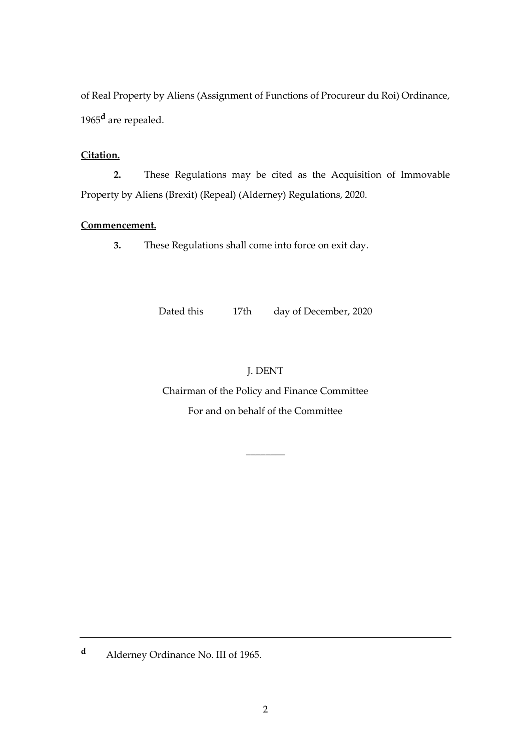of Real Property by Aliens (Assignment of Functions of Procureur du Roi) Ordinance, 1965[d] are repealed.

**Citation.**

**2.** These Regulations may be cited as the Acquisition of Immovable Property by Aliens (Brexit) (Repeal) (Alderney) Regulations, 2020.

**Commencement.**

**3.** These Regulations shall come into force on exit day.

Dated this 17th day of December, 2020

J. DENT

Chairman of the Policy and Finance Committee

For and on behalf of the Committee

---

[d] Alderney Ordinance No. III of 1965.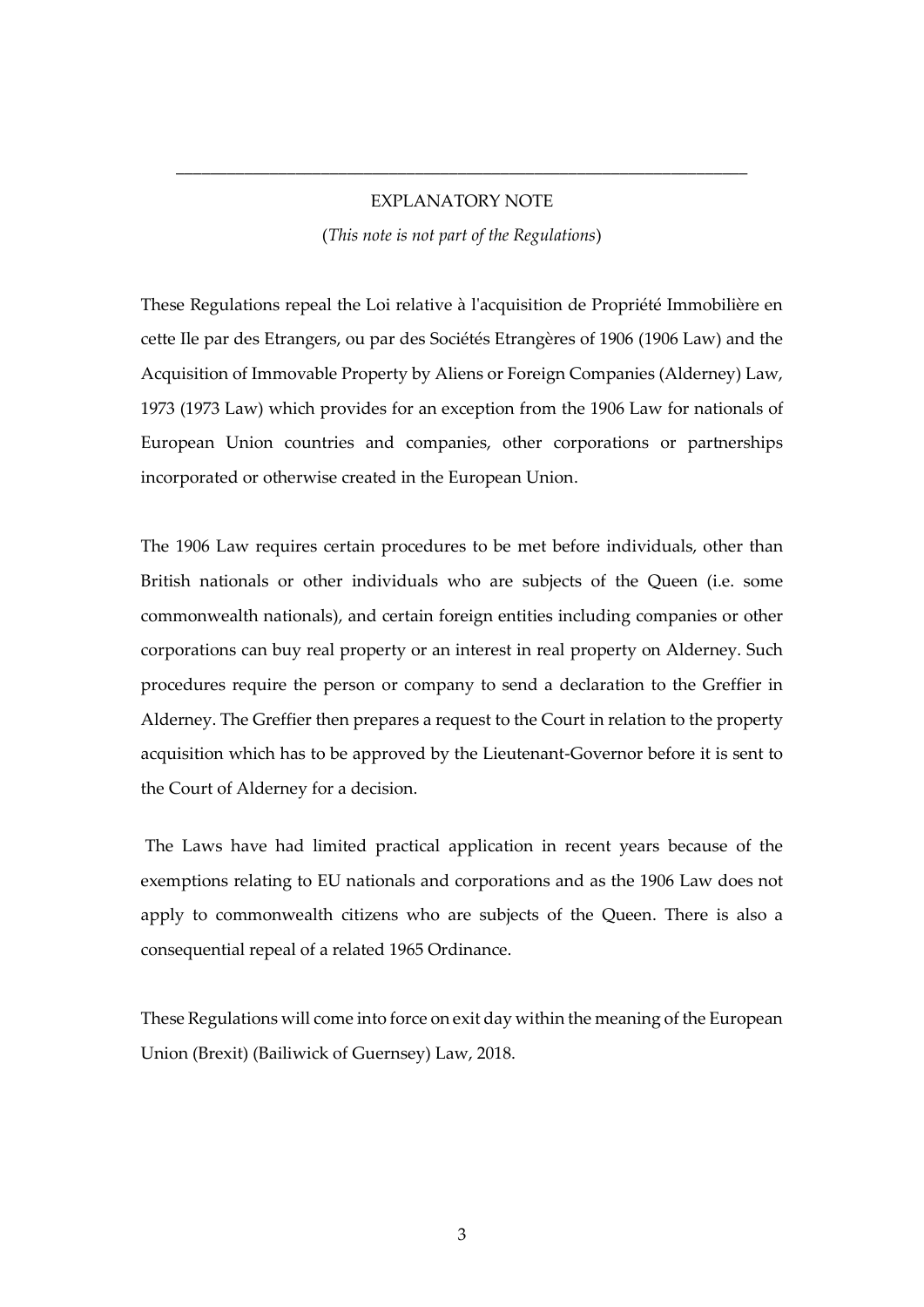---

EXPLANATORY NOTE

(*This note is not part of the Regulations*)

These Regulations repeal the Loi relative à l'acquisition de Propriété Immobilière en cette Ile par des Etrangers, ou par des Sociétés Etrangères of 1906 (1906 Law) and the Acquisition of Immovable Property by Aliens or Foreign Companies (Alderney) Law, 1973 (1973 Law) which provides for an exception from the 1906 Law for nationals of European Union countries and companies, other corporations or partnerships incorporated or otherwise created in the European Union.

The 1906 Law requires certain procedures to be met before individuals, other than British nationals or other individuals who are subjects of the Queen (i.e. some commonwealth nationals), and certain foreign entities including companies or other corporations can buy real property or an interest in real property on Alderney. Such procedures require the person or company to send a declaration to the Greffier in Alderney. The Greffier then prepares a request to the Court in relation to the property acquisition which has to be approved by the Lieutenant-Governor before it is sent to the Court of Alderney for a decision.

The Laws have had limited practical application in recent years because of the exemptions relating to EU nationals and corporations and as the 1906 Law does not apply to commonwealth citizens who are subjects of the Queen. There is also a consequential repeal of a related 1965 Ordinance.

These Regulations will come into force on exit day within the meaning of the European Union (Brexit) (Bailiwick of Guernsey) Law, 2018.